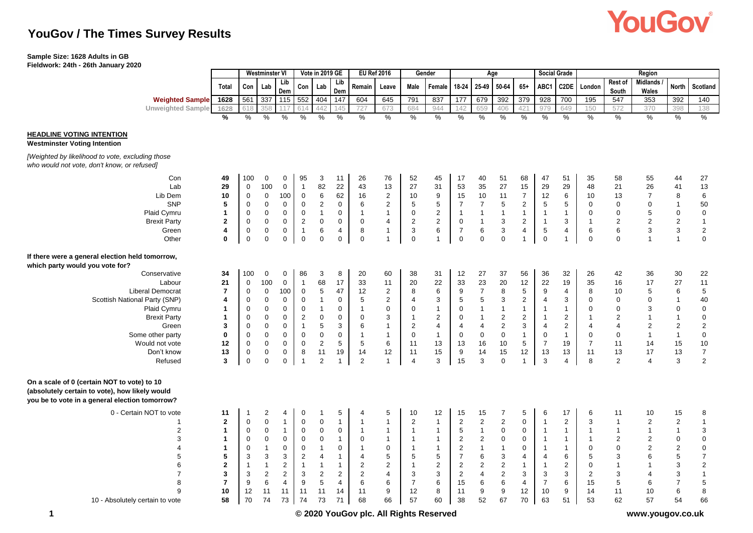# YouGov / The Times Survey Results

**Sample Size: 1628 Adults in GB**
**Fieldwork: 24th - 26th January 2020**

| | Total | Westminster VI | | | Vote in 2019 GE | | | EU Ref 2016 | | Gender | | Age | | | | Social Grade | | Region | | | | |
|---|---|---|---|---|---|---|---|---|---|---|---|---|---|---|---|---|---|---|---|---|---|---|
| | | Con | Lab | Lib Dem | Con | Lab | Lib Dem | Remain | Leave | Male | Female | 18-24 | 25-49 | 50-64 | 65+ | ABC1 | C2DE | London | Rest of South | Midlands / Wales | North | Scotland |
| **Weighted Sample** | 1628 | 561 | 337 | 115 | 552 | 404 | 147 | 604 | 645 | 791 | 837 | 177 | 679 | 392 | 379 | 928 | 700 | 195 | 547 | 353 | 392 | 140 |
| Unweighted Sample | 1628 | 618 | 358 | 117 | 614 | 442 | 145 | 727 | 673 | 684 | 944 | 142 | 659 | 406 | 421 | 979 | 649 | 150 | 572 | 370 | 398 | 138 |
| | % | % | % | % | % | % | % | % | % | % | % | % | % | % | % | % | % | % | % | % | % | % |
| **HEADLINE VOTING INTENTION** | | | | | | | | | | | | | | | | | | | | | | |
| **Westminster Voting Intention** | | | | | | | | | | | | | | | | | | | | | | |
| *[Weighted by likelihood to vote, excluding those who would not vote, don't know, or refused]* | | | | | | | | | | | | | | | | | | | | | | |
| Con | **49** | 100 | 0 | 0 | 95 | 3 | 11 | 26 | 76 | 52 | 45 | 17 | 40 | 51 | 68 | 47 | 51 | 35 | 58 | 55 | 44 | 27 |
| Lab | **29** | 0 | 100 | 0 | 1 | 82 | 22 | 43 | 13 | 27 | 31 | 53 | 35 | 27 | 15 | 29 | 29 | 48 | 21 | 26 | 41 | 13 |
| Lib Dem | **10** | 0 | 0 | 100 | 0 | 6 | 62 | 16 | 2 | 10 | 9 | 15 | 10 | 11 | 7 | 12 | 6 | 10 | 13 | 7 | 8 | 6 |
| SNP | **5** | 0 | 0 | 0 | 0 | 2 | 0 | 6 | 2 | 5 | 5 | 7 | 7 | 5 | 2 | 5 | 5 | 0 | 0 | 0 | 1 | 50 |
| Plaid Cymru | **1** | 0 | 0 | 0 | 0 | 1 | 0 | 1 | 1 | 0 | 2 | 1 | 1 | 1 | 1 | 1 | 1 | 0 | 0 | 5 | 0 | 0 |
| Brexit Party | **2** | 0 | 0 | 0 | 2 | 0 | 0 | 0 | 4 | 2 | 2 | 0 | 1 | 3 | 2 | 1 | 3 | 1 | 2 | 2 | 2 | 1 |
| Green | **4** | 0 | 0 | 0 | 1 | 6 | 4 | 8 | 1 | 3 | 6 | 7 | 6 | 3 | 4 | 5 | 4 | 6 | 6 | 3 | 3 | 2 |
| Other | **0** | 0 | 0 | 0 | 0 | 0 | 0 | 0 | 1 | 0 | 1 | 0 | 0 | 0 | 1 | 0 | 1 | 0 | 0 | 1 | 1 | 0 |
| **If there were a general election held tomorrow, which party would you vote for?** | | | | | | | | | | | | | | | | | | | | | | |
| Conservative | **34** | 100 | 0 | 0 | 86 | 3 | 8 | 20 | 60 | 38 | 31 | 12 | 27 | 37 | 56 | 36 | 32 | 26 | 42 | 36 | 30 | 22 |
| Labour | **21** | 0 | 100 | 0 | 1 | 68 | 17 | 33 | 11 | 20 | 22 | 33 | 23 | 20 | 12 | 22 | 19 | 35 | 16 | 17 | 27 | 11 |
| Liberal Democrat | **7** | 0 | 0 | 100 | 0 | 5 | 47 | 12 | 2 | 8 | 6 | 9 | 7 | 8 | 5 | 9 | 4 | 8 | 10 | 5 | 6 | 5 |
| Scottish National Party (SNP) | **4** | 0 | 0 | 0 | 0 | 1 | 0 | 5 | 2 | 4 | 3 | 5 | 5 | 3 | 2 | 4 | 3 | 0 | 0 | 0 | 1 | 40 |
| Plaid Cymru | **1** | 0 | 0 | 0 | 0 | 1 | 0 | 1 | 0 | 0 | 1 | 0 | 1 | 1 | 1 | 1 | 1 | 0 | 0 | 3 | 0 | 0 |
| Brexit Party | **1** | 0 | 0 | 0 | 2 | 0 | 0 | 0 | 3 | 1 | 2 | 0 | 1 | 2 | 2 | 1 | 2 | 1 | 2 | 1 | 1 | 0 |
| Green | **3** | 0 | 0 | 0 | 1 | 5 | 3 | 6 | 1 | 2 | 4 | 4 | 4 | 2 | 3 | 4 | 2 | 4 | 4 | 2 | 2 | 2 |
| Some other party | **0** | 0 | 0 | 0 | 0 | 0 | 0 | 1 | 1 | 0 | 1 | 0 | 0 | 0 | 1 | 0 | 1 | 0 | 0 | 1 | 1 | 0 |
| Would not vote | **12** | 0 | 0 | 0 | 0 | 2 | 5 | 5 | 6 | 11 | 13 | 13 | 16 | 10 | 5 | 7 | 19 | 7 | 11 | 14 | 15 | 10 |
| Don't know | **13** | 0 | 0 | 0 | 8 | 11 | 19 | 14 | 12 | 11 | 15 | 9 | 14 | 15 | 12 | 13 | 13 | 11 | 13 | 17 | 13 | 7 |
| Refused | **3** | 0 | 0 | 0 | 1 | 2 | 1 | 2 | 1 | 4 | 3 | 15 | 3 | 0 | 1 | 3 | 4 | 8 | 2 | 4 | 3 | 2 |
| **On a scale of 0 (certain NOT to vote) to 10 (absolutely certain to vote), how likely would you be to vote in a general election tomorrow?** | | | | | | | | | | | | | | | | | | | | | | |
| 0 - Certain NOT to vote | **11** | 1 | 2 | 4 | 0 | 1 | 5 | 4 | 5 | 10 | 12 | 15 | 15 | 7 | 5 | 6 | 17 | 6 | 11 | 10 | 15 | 8 |
| 1 | **2** | 0 | 0 | 1 | 0 | 0 | 1 | 1 | 1 | 2 | 1 | 2 | 2 | 2 | 0 | 1 | 2 | 3 | 1 | 2 | 2 | 1 |
| 2 | **1** | 0 | 0 | 1 | 0 | 0 | 0 | 1 | 1 | 1 | 1 | 5 | 1 | 0 | 0 | 1 | 1 | 1 | 1 | 1 | 1 | 3 |
| 3 | **1** | 0 | 0 | 0 | 0 | 0 | 1 | 0 | 1 | 1 | 1 | 2 | 2 | 0 | 0 | 1 | 1 | 1 | 2 | 2 | 0 | 0 |
| 4 | **1** | 0 | 1 | 0 | 0 | 1 | 0 | 1 | 0 | 1 | 1 | 2 | 1 | 1 | 0 | 1 | 1 | 0 | 0 | 2 | 2 | 0 |
| 5 | **5** | 3 | 3 | 3 | 2 | 4 | 1 | 4 | 5 | 5 | 5 | 7 | 6 | 3 | 4 | 4 | 6 | 5 | 3 | 6 | 5 | 7 |
| 6 | **2** | 1 | 1 | 2 | 1 | 1 | 1 | 2 | 2 | 1 | 2 | 2 | 2 | 2 | 1 | 1 | 2 | 0 | 1 | 1 | 3 | 2 |
| 7 | **3** | 3 | 2 | 2 | 3 | 2 | 2 | 2 | 4 | 3 | 3 | 2 | 4 | 2 | 3 | 3 | 3 | 2 | 3 | 4 | 3 | 1 |
| 8 | **7** | 9 | 6 | 4 | 9 | 5 | 4 | 6 | 6 | 7 | 6 | 15 | 6 | 6 | 4 | 7 | 6 | 15 | 5 | 6 | 7 | 5 |
| 9 | **10** | 12 | 11 | 11 | 11 | 11 | 14 | 11 | 9 | 12 | 8 | 11 | 9 | 9 | 12 | 10 | 9 | 14 | 11 | 10 | 6 | 8 |
| 10 - Absolutely certain to vote | **58** | 70 | 74 | 73 | 74 | 73 | 71 | 68 | 66 | 57 | 60 | 38 | 52 | 67 | 70 | 63 | 51 | 53 | 62 | 57 | 54 | 66 |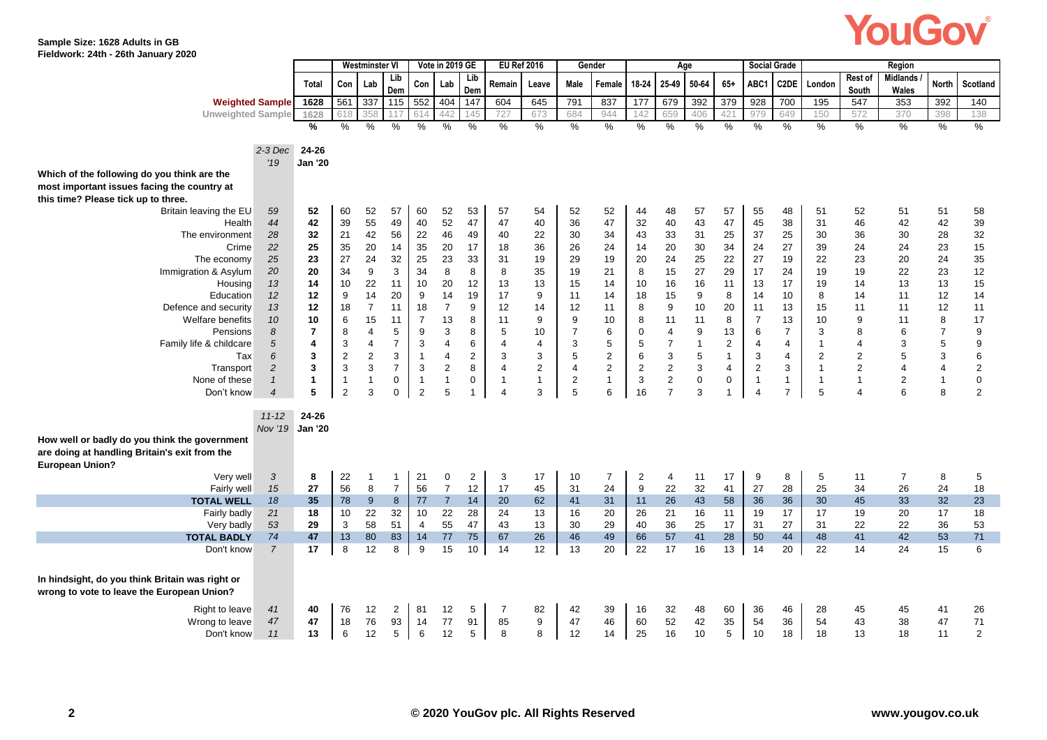**Sample Size: 1628 Adults in GB**
**Fieldwork: 24th - 26th January 2020**

| | | Total | Westminster VI | | | Vote in 2019 GE | | | EU Ref 2016 | | Gender | | Age | | | | Social Grade | | Region | | | | |
|---|---|---|---|---|---|---|---|---|---|---|---|---|---|---|---|---|---|---|---|---|---|---|---|
| | | | Con | Lab | Lib Dem | Con | Lab | Lib Dem | Remain | Leave | Male | Female | 18-24 | 25-49 | 50-64 | 65+ | ABC1 | C2DE | London | Rest of South | Midlands / Wales | North | Scotland |
| **Weighted Sample** | | 1628 | 561 | 337 | 115 | 552 | 404 | 147 | 604 | 645 | 791 | 837 | 177 | 679 | 392 | 379 | 928 | 700 | 195 | 547 | 353 | 392 | 140 |
| Unweighted Sample | | 1628 | 618 | 358 | 117 | 614 | 442 | 145 | 727 | 673 | 684 | 944 | 142 | 659 | 406 | 421 | 979 | 649 | 150 | 572 | 370 | 398 | 138 |
| | | % | % | % | % | % | % | % | % | % | % | % | % | % | % | % | % | % | % | % | % | % | % |
| | *2-3 Dec '19* | **24-26 Jan '20** | | | | | | | | | | | | | | | | | | | | | |
| **Which of the following do you think are the most important issues facing the country at this time? Please tick up to three.** | | | | | | | | | | | | | | | | | | | | | | | |
| Britain leaving the EU | *59* | **52** | 60 | 52 | 57 | 60 | 52 | 53 | 57 | 54 | 52 | 52 | 44 | 48 | 57 | 57 | 55 | 48 | 51 | 52 | 51 | 51 | 58 |
| Health | *44* | **42** | 39 | 55 | 49 | 40 | 52 | 47 | 47 | 40 | 36 | 47 | 32 | 40 | 43 | 47 | 45 | 38 | 31 | 46 | 42 | 42 | 39 |
| The environment | *28* | **32** | 21 | 42 | 56 | 22 | 46 | 49 | 40 | 22 | 30 | 34 | 43 | 33 | 31 | 25 | 37 | 25 | 30 | 36 | 30 | 28 | 32 |
| Crime | *22* | **25** | 35 | 20 | 14 | 35 | 20 | 17 | 18 | 36 | 26 | 24 | 14 | 20 | 30 | 34 | 24 | 27 | 39 | 24 | 24 | 23 | 15 |
| The economy | *25* | **23** | 27 | 24 | 32 | 25 | 23 | 33 | 31 | 19 | 29 | 19 | 20 | 24 | 25 | 22 | 27 | 19 | 22 | 23 | 20 | 24 | 35 |
| Immigration & Asylum | *20* | **20** | 34 | 9 | 3 | 34 | 8 | 8 | 8 | 35 | 19 | 21 | 8 | 15 | 27 | 29 | 17 | 24 | 19 | 19 | 22 | 23 | 12 |
| Housing | *13* | **14** | 10 | 22 | 11 | 10 | 20 | 12 | 13 | 13 | 15 | 14 | 10 | 16 | 16 | 11 | 13 | 17 | 19 | 14 | 13 | 13 | 15 |
| Education | *12* | **12** | 9 | 14 | 20 | 9 | 14 | 19 | 17 | 9 | 11 | 14 | 18 | 15 | 9 | 8 | 14 | 10 | 8 | 14 | 11 | 12 | 14 |
| Defence and security | *13* | **12** | 18 | 7 | 11 | 18 | 7 | 9 | 12 | 14 | 12 | 11 | 8 | 9 | 10 | 20 | 11 | 13 | 15 | 11 | 11 | 12 | 11 |
| Welfare benefits | *10* | **10** | 6 | 15 | 11 | 7 | 13 | 8 | 11 | 9 | 9 | 10 | 8 | 11 | 11 | 8 | 7 | 13 | 10 | 9 | 11 | 8 | 17 |
| Pensions | *8* | **7** | 8 | 4 | 5 | 9 | 3 | 8 | 5 | 10 | 7 | 6 | 0 | 4 | 9 | 13 | 6 | 7 | 3 | 8 | 6 | 7 | 9 |
| Family life & childcare | *5* | **4** | 3 | 4 | 7 | 3 | 4 | 6 | 4 | 4 | 3 | 5 | 5 | 7 | 1 | 2 | 4 | 4 | 1 | 4 | 3 | 5 | 9 |
| Tax | *6* | **3** | 2 | 2 | 3 | 1 | 4 | 2 | 3 | 3 | 5 | 2 | 6 | 3 | 5 | 1 | 3 | 4 | 2 | 2 | 5 | 3 | 6 |
| Transport | *2* | **3** | 3 | 3 | 7 | 3 | 2 | 8 | 4 | 2 | 4 | 2 | 2 | 2 | 3 | 4 | 2 | 3 | 1 | 2 | 4 | 4 | 2 |
| None of these | *1* | **1** | 1 | 1 | 0 | 1 | 1 | 0 | 1 | 1 | 2 | 1 | 3 | 2 | 0 | 0 | 1 | 1 | 1 | 1 | 2 | 1 | 0 |
| Don't know | *4* | **5** | 2 | 3 | 0 | 2 | 5 | 1 | 4 | 3 | 5 | 6 | 16 | 7 | 3 | 1 | 4 | 7 | 5 | 4 | 6 | 8 | 2 |
| | *11-12 Nov '19* | **24-26 Jan '20** | | | | | | | | | | | | | | | | | | | | | |
| **How well or badly do you think the government are doing at handling Britain's exit from the European Union?** | | | | | | | | | | | | | | | | | | | | | | | |
| Very well | *3* | **8** | 22 | 1 | 1 | 21 | 0 | 2 | 3 | 17 | 10 | 7 | 2 | 4 | 11 | 17 | 9 | 8 | 5 | 11 | 7 | 8 | 5 |
| Fairly well | *15* | **27** | 56 | 8 | 7 | 56 | 7 | 12 | 17 | 45 | 31 | 24 | 9 | 22 | 32 | 41 | 27 | 28 | 25 | 34 | 26 | 24 | 18 |
| **TOTAL WELL** | *18* | **35** | 78 | 9 | 8 | 77 | 7 | 14 | 20 | 62 | 41 | 31 | 11 | 26 | 43 | 58 | 36 | 36 | 30 | 45 | 33 | 32 | 23 |
| Fairly badly | *21* | **18** | 10 | 22 | 32 | 10 | 22 | 28 | 24 | 13 | 16 | 20 | 26 | 21 | 16 | 11 | 19 | 17 | 17 | 19 | 20 | 17 | 18 |
| Very badly | *53* | **29** | 3 | 58 | 51 | 4 | 55 | 47 | 43 | 13 | 30 | 29 | 40 | 36 | 25 | 17 | 31 | 27 | 31 | 22 | 22 | 36 | 53 |
| **TOTAL BADLY** | *74* | **47** | 13 | 80 | 83 | 14 | 77 | 75 | 67 | 26 | 46 | 49 | 66 | 57 | 41 | 28 | 50 | 44 | 48 | 41 | 42 | 53 | 71 |
| Don't know | *7* | **17** | 8 | 12 | 8 | 9 | 15 | 10 | 14 | 12 | 13 | 20 | 22 | 17 | 16 | 13 | 14 | 20 | 22 | 14 | 24 | 15 | 6 |
| **In hindsight, do you think Britain was right or wrong to vote to leave the European Union?** | | | | | | | | | | | | | | | | | | | | | | | |
| Right to leave | *41* | **40** | 76 | 12 | 2 | 81 | 12 | 5 | 7 | 82 | 42 | 39 | 16 | 32 | 48 | 60 | 36 | 46 | 28 | 45 | 45 | 41 | 26 |
| Wrong to leave | *47* | **47** | 18 | 76 | 93 | 14 | 77 | 91 | 85 | 9 | 47 | 46 | 60 | 52 | 42 | 35 | 54 | 36 | 54 | 43 | 38 | 47 | 71 |
| Don't know | *11* | **13** | 6 | 12 | 5 | 6 | 12 | 5 | 8 | 8 | 12 | 14 | 25 | 16 | 10 | 5 | 10 | 18 | 18 | 13 | 18 | 11 | 2 |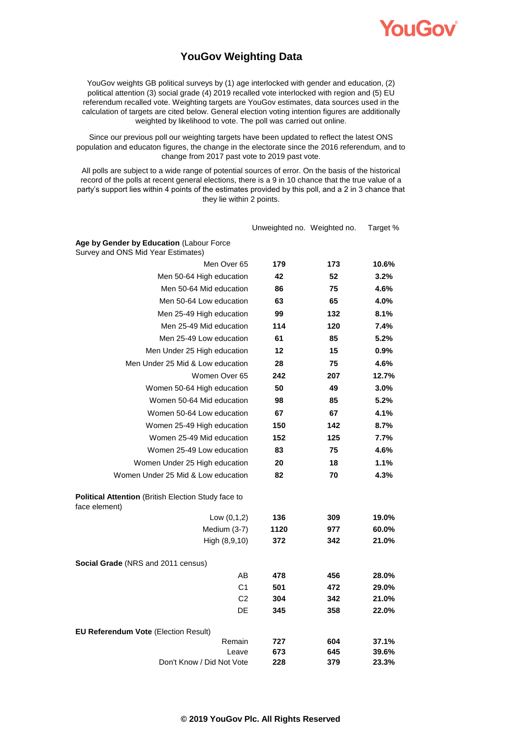# YouGov Weighting Data

YouGov weights GB political surveys by (1) age interlocked with gender and education, (2) political attention (3) social grade (4) 2019 recalled vote interlocked with region and (5) EU referendum recalled vote. Weighting targets are YouGov estimates, data sources used in the calculation of targets are cited below. General election voting intention figures are additionally weighted by likelihood to vote. The poll was carried out online.

Since our previous poll our weighting targets have been updated to reflect the latest ONS population and educaton figures, the change in the electorate since the 2016 referendum, and to change from 2017 past vote to 2019 past vote.

All polls are subject to a wide range of potential sources of error. On the basis of the historical record of the polls at recent general elections, there is a 9 in 10 chance that the true value of a party's support lies within 4 points of the estimates provided by this poll, and a 2 in 3 chance that they lie within 2 points.

| | Unweighted no. | Weighted no. | Target % |
|---|---|---|---|
| **Age by Gender by Education** (Labour Force Survey and ONS Mid Year Estimates) | | | |
| Men Over 65 | **179** | **173** | **10.6%** |
| Men 50-64 High education | **42** | **52** | **3.2%** |
| Men 50-64 Mid education | **86** | **75** | **4.6%** |
| Men 50-64 Low education | **63** | **65** | **4.0%** |
| Men 25-49 High education | **99** | **132** | **8.1%** |
| Men 25-49 Mid education | **114** | **120** | **7.4%** |
| Men 25-49 Low education | **61** | **85** | **5.2%** |
| Men Under 25 High education | **12** | **15** | **0.9%** |
| Men Under 25 Mid & Low education | **28** | **75** | **4.6%** |
| Women Over 65 | **242** | **207** | **12.7%** |
| Women 50-64 High education | **50** | **49** | **3.0%** |
| Women 50-64 Mid education | **98** | **85** | **5.2%** |
| Women 50-64 Low education | **67** | **67** | **4.1%** |
| Women 25-49 High education | **150** | **142** | **8.7%** |
| Women 25-49 Mid education | **152** | **125** | **7.7%** |
| Women 25-49 Low education | **83** | **75** | **4.6%** |
| Women Under 25 High education | **20** | **18** | **1.1%** |
| Women Under 25 Mid & Low education | **82** | **70** | **4.3%** |
| **Political Attention** (British Election Study face to face element) | | | |
| Low (0,1,2) | **136** | **309** | **19.0%** |
| Medium (3-7) | **1120** | **977** | **60.0%** |
| High (8,9,10) | **372** | **342** | **21.0%** |
| **Social Grade** (NRS and 2011 census) | | | |
| AB | **478** | **456** | **28.0%** |
| C1 | **501** | **472** | **29.0%** |
| C2 | **304** | **342** | **21.0%** |
| DE | **345** | **358** | **22.0%** |
| **EU Referendum Vote** (Election Result) | | | |
| Remain | **727** | **604** | **37.1%** |
| Leave | **673** | **645** | **39.6%** |
| Don't Know / Did Not Vote | **228** | **379** | **23.3%** |

**© 2019 YouGov Plc. All Rights Reserved**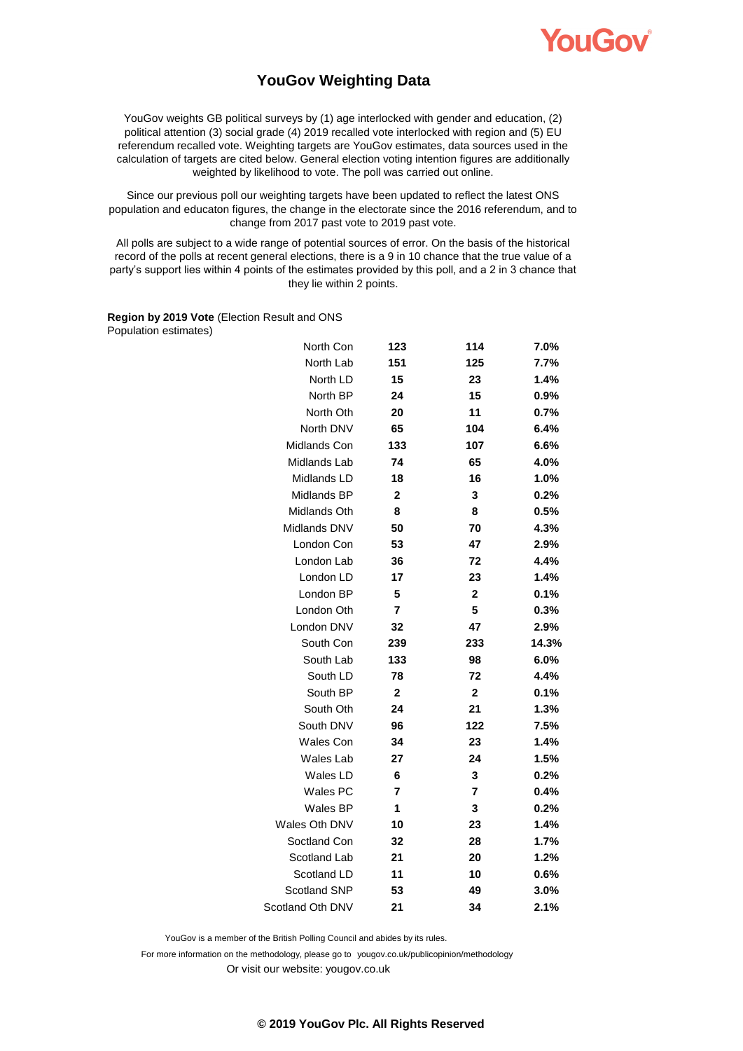## YouGov Weighting Data

YouGov weights GB political surveys by (1) age interlocked with gender and education, (2) political attention (3) social grade (4) 2019 recalled vote interlocked with region and (5) EU referendum recalled vote. Weighting targets are YouGov estimates, data sources used in the calculation of targets are cited below. General election voting intention figures are additionally weighted by likelihood to vote. The poll was carried out online.

Since our previous poll our weighting targets have been updated to reflect the latest ONS population and educaton figures, the change in the electorate since the 2016 referendum, and to change from 2017 past vote to 2019 past vote.

All polls are subject to a wide range of potential sources of error. On the basis of the historical record of the polls at recent general elections, there is a 9 in 10 chance that the true value of a party's support lies within 4 points of the estimates provided by this poll, and a 2 in 3 chance that they lie within 2 points.

**Region by 2019 Vote** (Election Result and ONS Population estimates)

| | | | |
|---|---|---|---|
| North Con | **123** | **114** | **7.0%** |
| North Lab | **151** | **125** | **7.7%** |
| North LD | **15** | **23** | **1.4%** |
| North BP | **24** | **15** | **0.9%** |
| North Oth | **20** | **11** | **0.7%** |
| North DNV | **65** | **104** | **6.4%** |
| Midlands Con | **133** | **107** | **6.6%** |
| Midlands Lab | **74** | **65** | **4.0%** |
| Midlands LD | **18** | **16** | **1.0%** |
| Midlands BP | **2** | **3** | **0.2%** |
| Midlands Oth | **8** | **8** | **0.5%** |
| Midlands DNV | **50** | **70** | **4.3%** |
| London Con | **53** | **47** | **2.9%** |
| London Lab | **36** | **72** | **4.4%** |
| London LD | **17** | **23** | **1.4%** |
| London BP | **5** | **2** | **0.1%** |
| London Oth | **7** | **5** | **0.3%** |
| London DNV | **32** | **47** | **2.9%** |
| South Con | **239** | **233** | **14.3%** |
| South Lab | **133** | **98** | **6.0%** |
| South LD | **78** | **72** | **4.4%** |
| South BP | **2** | **2** | **0.1%** |
| South Oth | **24** | **21** | **1.3%** |
| South DNV | **96** | **122** | **7.5%** |
| Wales Con | **34** | **23** | **1.4%** |
| Wales Lab | **27** | **24** | **1.5%** |
| Wales LD | **6** | **3** | **0.2%** |
| Wales PC | **7** | **7** | **0.4%** |
| Wales BP | **1** | **3** | **0.2%** |
| Wales Oth DNV | **10** | **23** | **1.4%** |
| Soctland Con | **32** | **28** | **1.7%** |
| Scotland Lab | **21** | **20** | **1.2%** |
| Scotland LD | **11** | **10** | **0.6%** |
| Scotland SNP | **53** | **49** | **3.0%** |
| Scotland Oth DNV | **21** | **34** | **2.1%** |

YouGov is a member of the British Polling Council and abides by its rules.

For more information on the methodology, please go to yougov.co.uk/publicopinion/methodology

Or visit our website: yougov.co.uk

**© 2019 YouGov Plc. All Rights Reserved**